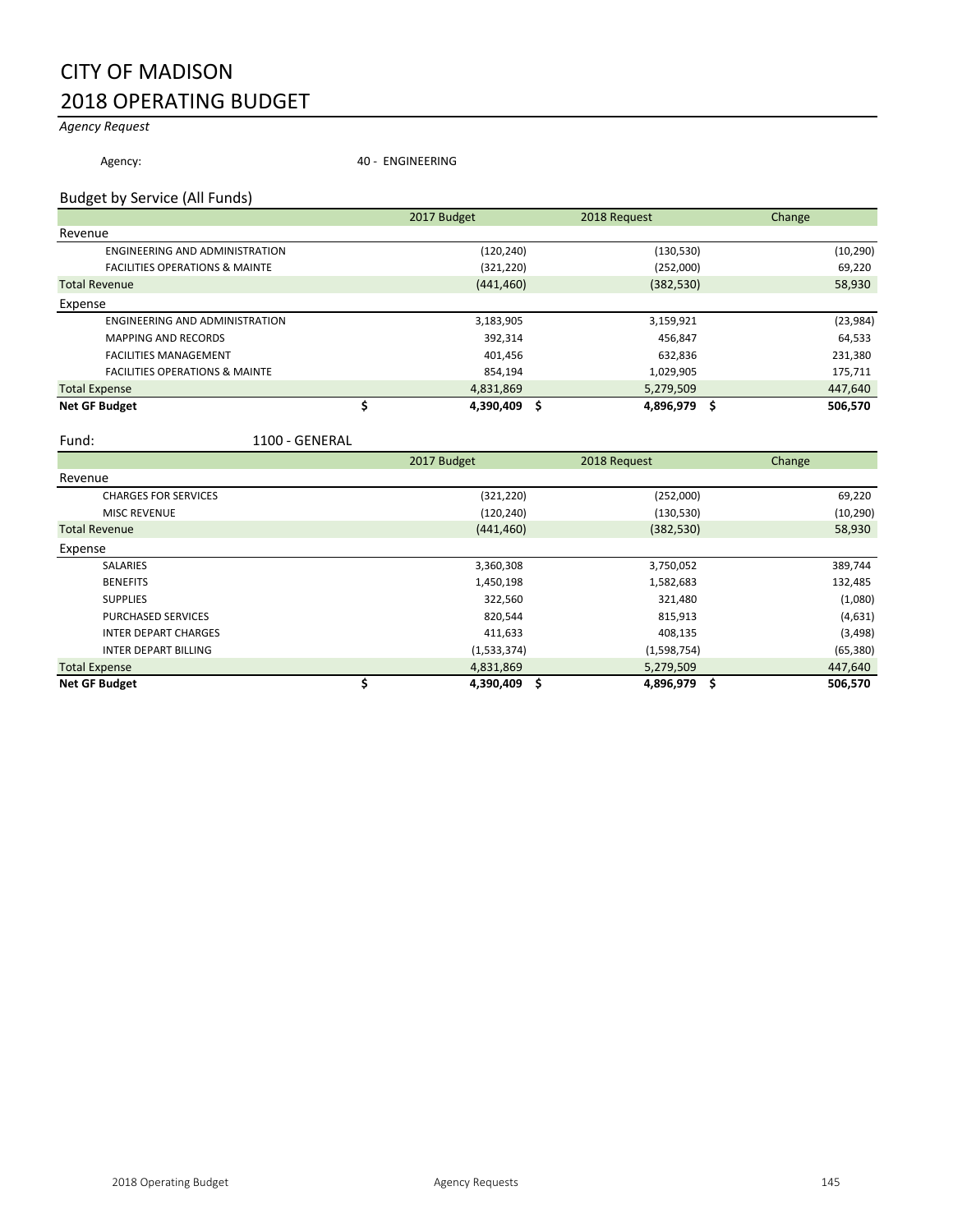# CITY OF MADISON

# 2018 OPERATING BUDGET

*Agency Request*

Agency: 40 - ENGINEERING

## Budget by Service (All Funds)

| | 2017 Budget | 2018 Request | Change |
|---|---|---|---|
| **Revenue** | | | |
| ENGINEERING AND ADMINISTRATION | (120,240) | (130,530) | (10,290) |
| FACILITIES OPERATIONS & MAINTE | (321,220) | (252,000) | 69,220 |
| Total Revenue | (441,460) | (382,530) | 58,930 |
| **Expense** | | | |
| ENGINEERING AND ADMINISTRATION | 3,183,905 | 3,159,921 | (23,984) |
| MAPPING AND RECORDS | 392,314 | 456,847 | 64,533 |
| FACILITIES MANAGEMENT | 401,456 | 632,836 | 231,380 |
| FACILITIES OPERATIONS & MAINTE | 854,194 | 1,029,905 | 175,711 |
| Total Expense | 4,831,869 | 5,279,509 | 447,640 |
| **Net GF Budget** | **$ 4,390,409** | **$ 4,896,979** | **$ 506,570** |

Fund: 1100 - GENERAL

| | 2017 Budget | 2018 Request | Change |
|---|---|---|---|
| **Revenue** | | | |
| CHARGES FOR SERVICES | (321,220) | (252,000) | 69,220 |
| MISC REVENUE | (120,240) | (130,530) | (10,290) |
| Total Revenue | (441,460) | (382,530) | 58,930 |
| **Expense** | | | |
| SALARIES | 3,360,308 | 3,750,052 | 389,744 |
| BENEFITS | 1,450,198 | 1,582,683 | 132,485 |
| SUPPLIES | 322,560 | 321,480 | (1,080) |
| PURCHASED SERVICES | 820,544 | 815,913 | (4,631) |
| INTER DEPART CHARGES | 411,633 | 408,135 | (3,498) |
| INTER DEPART BILLING | (1,533,374) | (1,598,754) | (65,380) |
| Total Expense | 4,831,869 | 5,279,509 | 447,640 |
| **Net GF Budget** | **$ 4,390,409** | **$ 4,896,979** | **$ 506,570** |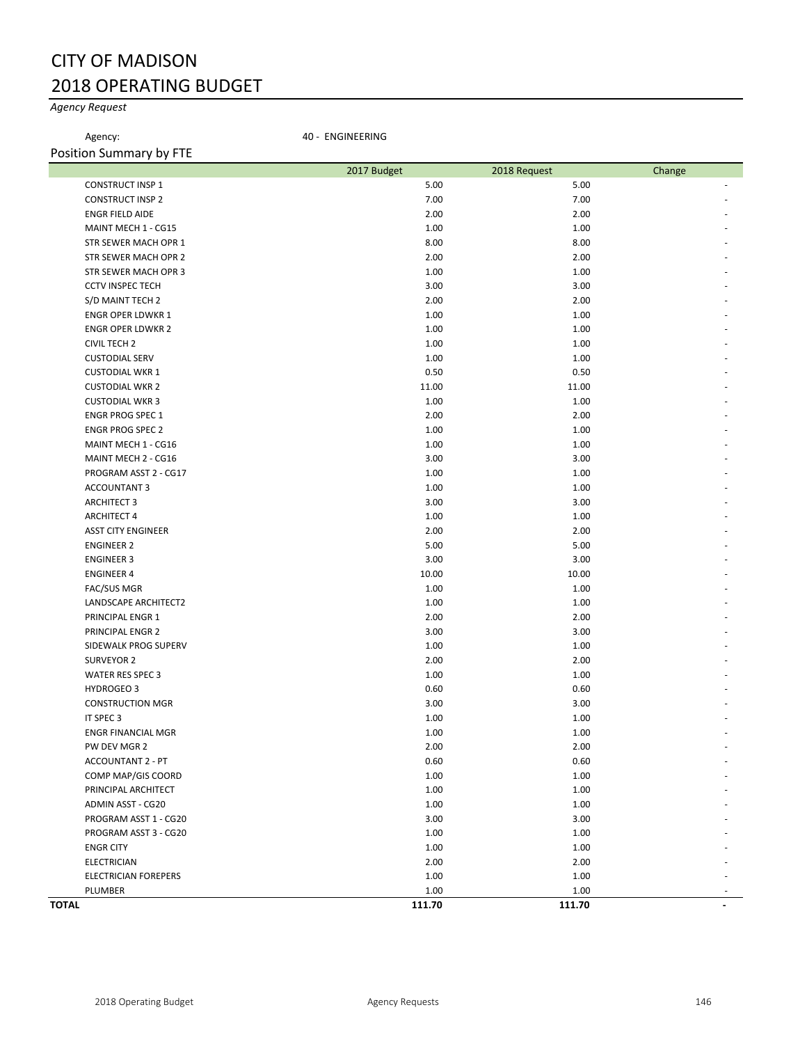# CITY OF MADISON
# 2018 OPERATING BUDGET

*Agency Request*

Agency: 40 - ENGINEERING

## Position Summary by FTE

| | 2017 Budget | 2018 Request | Change |
|---|---|---|---|
| CONSTRUCT INSP 1 | 5.00 | 5.00 | - |
| CONSTRUCT INSP 2 | 7.00 | 7.00 | - |
| ENGR FIELD AIDE | 2.00 | 2.00 | - |
| MAINT MECH 1 - CG15 | 1.00 | 1.00 | - |
| STR SEWER MACH OPR 1 | 8.00 | 8.00 | - |
| STR SEWER MACH OPR 2 | 2.00 | 2.00 | - |
| STR SEWER MACH OPR 3 | 1.00 | 1.00 | - |
| CCTV INSPEC TECH | 3.00 | 3.00 | - |
| S/D MAINT TECH 2 | 2.00 | 2.00 | - |
| ENGR OPER LDWKR 1 | 1.00 | 1.00 | - |
| ENGR OPER LDWKR 2 | 1.00 | 1.00 | - |
| CIVIL TECH 2 | 1.00 | 1.00 | - |
| CUSTODIAL SERV | 1.00 | 1.00 | - |
| CUSTODIAL WKR 1 | 0.50 | 0.50 | - |
| CUSTODIAL WKR 2 | 11.00 | 11.00 | - |
| CUSTODIAL WKR 3 | 1.00 | 1.00 | - |
| ENGR PROG SPEC 1 | 2.00 | 2.00 | - |
| ENGR PROG SPEC 2 | 1.00 | 1.00 | - |
| MAINT MECH 1 - CG16 | 1.00 | 1.00 | - |
| MAINT MECH 2 - CG16 | 3.00 | 3.00 | - |
| PROGRAM ASST 2 - CG17 | 1.00 | 1.00 | - |
| ACCOUNTANT 3 | 1.00 | 1.00 | - |
| ARCHITECT 3 | 3.00 | 3.00 | - |
| ARCHITECT 4 | 1.00 | 1.00 | - |
| ASST CITY ENGINEER | 2.00 | 2.00 | - |
| ENGINEER 2 | 5.00 | 5.00 | - |
| ENGINEER 3 | 3.00 | 3.00 | - |
| ENGINEER 4 | 10.00 | 10.00 | - |
| FAC/SUS MGR | 1.00 | 1.00 | - |
| LANDSCAPE ARCHITECT2 | 1.00 | 1.00 | - |
| PRINCIPAL ENGR 1 | 2.00 | 2.00 | - |
| PRINCIPAL ENGR 2 | 3.00 | 3.00 | - |
| SIDEWALK PROG SUPERV | 1.00 | 1.00 | - |
| SURVEYOR 2 | 2.00 | 2.00 | - |
| WATER RES SPEC 3 | 1.00 | 1.00 | - |
| HYDROGEO 3 | 0.60 | 0.60 | - |
| CONSTRUCTION MGR | 3.00 | 3.00 | - |
| IT SPEC 3 | 1.00 | 1.00 | - |
| ENGR FINANCIAL MGR | 1.00 | 1.00 | - |
| PW DEV MGR 2 | 2.00 | 2.00 | - |
| ACCOUNTANT 2 - PT | 0.60 | 0.60 | - |
| COMP MAP/GIS COORD | 1.00 | 1.00 | - |
| PRINCIPAL ARCHITECT | 1.00 | 1.00 | - |
| ADMIN ASST - CG20 | 1.00 | 1.00 | - |
| PROGRAM ASST 1 - CG20 | 3.00 | 3.00 | - |
| PROGRAM ASST 3 - CG20 | 1.00 | 1.00 | - |
| ENGR CITY | 1.00 | 1.00 | - |
| ELECTRICIAN | 2.00 | 2.00 | - |
| ELECTRICIAN FOREPERS | 1.00 | 1.00 | - |
| PLUMBER | 1.00 | 1.00 | - |
| **TOTAL** | **111.70** | **111.70** | **-** |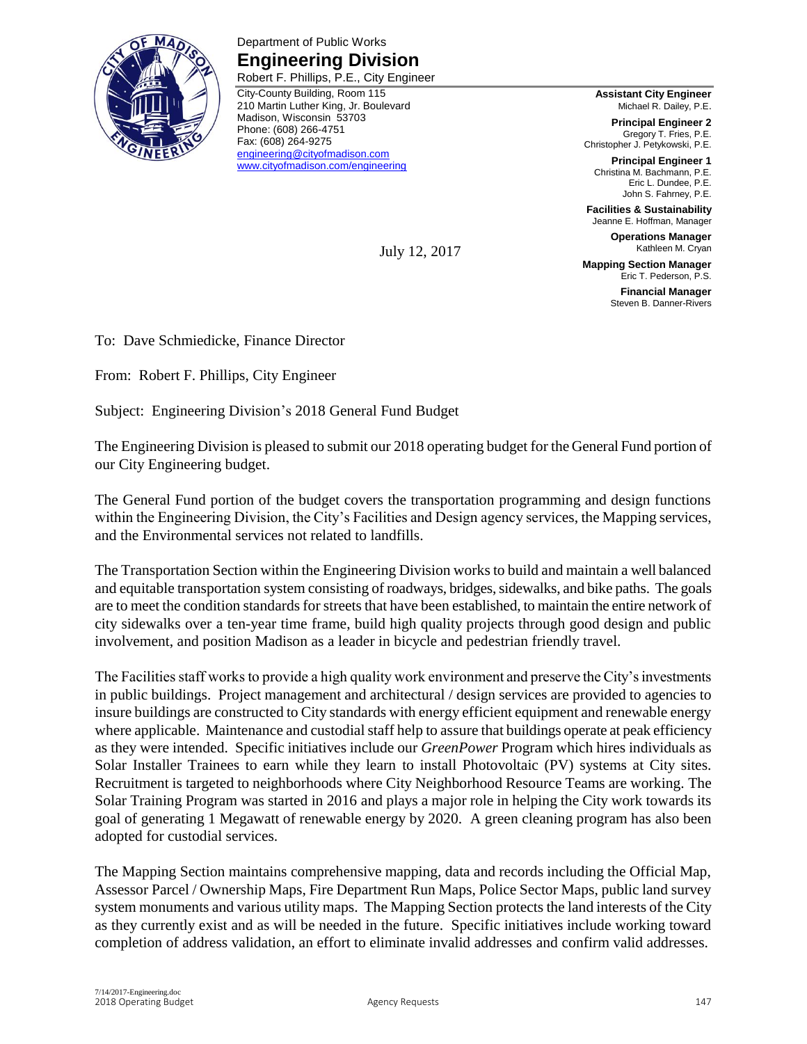Department of Public Works

# Engineering Division

Robert F. Phillips, P.E., City Engineer

City-County Building, Room 115
210 Martin Luther King, Jr. Boulevard
Madison, Wisconsin 53703
Phone: (608) 266-4751
Fax: (608) 264-9275
engineering@cityofmadison.com
www.cityofmadison.com/engineering

**Assistant City Engineer**
Michael R. Dailey, P.E.

**Principal Engineer 2**
Gregory T. Fries, P.E.
Christopher J. Petykowski, P.E.

**Principal Engineer 1**
Christina M. Bachmann, P.E.
Eric L. Dundee, P.E.
John S. Fahrney, P.E.

**Facilities & Sustainability**
Jeanne E. Hoffman, Manager

**Operations Manager**
Kathleen M. Cryan

**Mapping Section Manager**
Eric T. Pederson, P.S.

**Financial Manager**
Steven B. Danner-Rivers

July 12, 2017

To: Dave Schmiedicke, Finance Director

From: Robert F. Phillips, City Engineer

Subject: Engineering Division's 2018 General Fund Budget

The Engineering Division is pleased to submit our 2018 operating budget for the General Fund portion of our City Engineering budget.

The General Fund portion of the budget covers the transportation programming and design functions within the Engineering Division, the City's Facilities and Design agency services, the Mapping services, and the Environmental services not related to landfills.

The Transportation Section within the Engineering Division works to build and maintain a well balanced and equitable transportation system consisting of roadways, bridges, sidewalks, and bike paths. The goals are to meet the condition standards for streets that have been established, to maintain the entire network of city sidewalks over a ten-year time frame, build high quality projects through good design and public involvement, and position Madison as a leader in bicycle and pedestrian friendly travel.

The Facilities staff works to provide a high quality work environment and preserve the City's investments in public buildings. Project management and architectural / design services are provided to agencies to insure buildings are constructed to City standards with energy efficient equipment and renewable energy where applicable. Maintenance and custodial staff help to assure that buildings operate at peak efficiency as they were intended. Specific initiatives include our *GreenPower* Program which hires individuals as Solar Installer Trainees to earn while they learn to install Photovoltaic (PV) systems at City sites. Recruitment is targeted to neighborhoods where City Neighborhood Resource Teams are working. The Solar Training Program was started in 2016 and plays a major role in helping the City work towards its goal of generating 1 Megawatt of renewable energy by 2020. A green cleaning program has also been adopted for custodial services.

The Mapping Section maintains comprehensive mapping, data and records including the Official Map, Assessor Parcel / Ownership Maps, Fire Department Run Maps, Police Sector Maps, public land survey system monuments and various utility maps. The Mapping Section protects the land interests of the City as they currently exist and as will be needed in the future. Specific initiatives include working toward completion of address validation, an effort to eliminate invalid addresses and confirm valid addresses.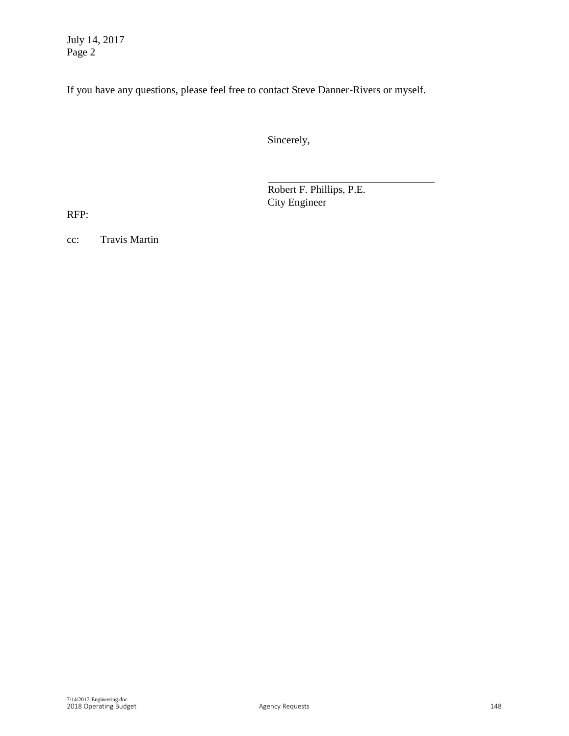July 14, 2017
Page 2

If you have any questions, please feel free to contact Steve Danner-Rivers or myself.

Sincerely,

\_\_\_\_\_\_\_\_\_\_\_\_\_\_\_\_\_\_\_\_\_\_\_\_\_\_\_\_\_\_\_\_

Robert F. Phillips, P.E.
City Engineer

RFP:

cc: Travis Martin

7/14/2017-Engineering.doc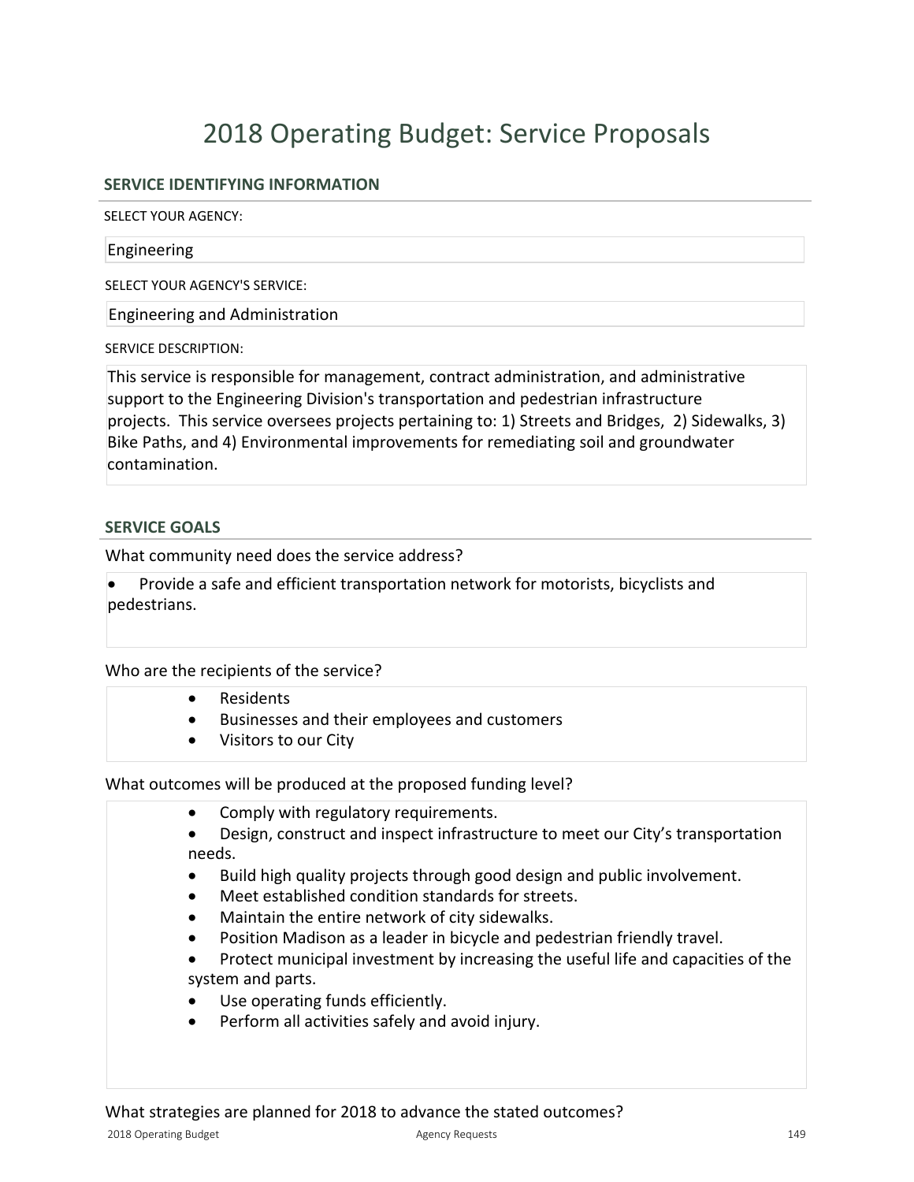# 2018 Operating Budget: Service Proposals

## SERVICE IDENTIFYING INFORMATION

SELECT YOUR AGENCY:

Engineering

SELECT YOUR AGENCY'S SERVICE:

Engineering and Administration

SERVICE DESCRIPTION:

This service is responsible for management, contract administration, and administrative support to the Engineering Division's transportation and pedestrian infrastructure projects. This service oversees projects pertaining to: 1) Streets and Bridges, 2) Sidewalks, 3) Bike Paths, and 4) Environmental improvements for remediating soil and groundwater contamination.

## SERVICE GOALS

What community need does the service address?

- Provide a safe and efficient transportation network for motorists, bicyclists and pedestrians.

Who are the recipients of the service?

- Residents
- Businesses and their employees and customers
- Visitors to our City

What outcomes will be produced at the proposed funding level?

- Comply with regulatory requirements.
- Design, construct and inspect infrastructure to meet our City's transportation needs.
- Build high quality projects through good design and public involvement.
- Meet established condition standards for streets.
- Maintain the entire network of city sidewalks.
- Position Madison as a leader in bicycle and pedestrian friendly travel.
- Protect municipal investment by increasing the useful life and capacities of the system and parts.
- Use operating funds efficiently.
- Perform all activities safely and avoid injury.

What strategies are planned for 2018 to advance the stated outcomes?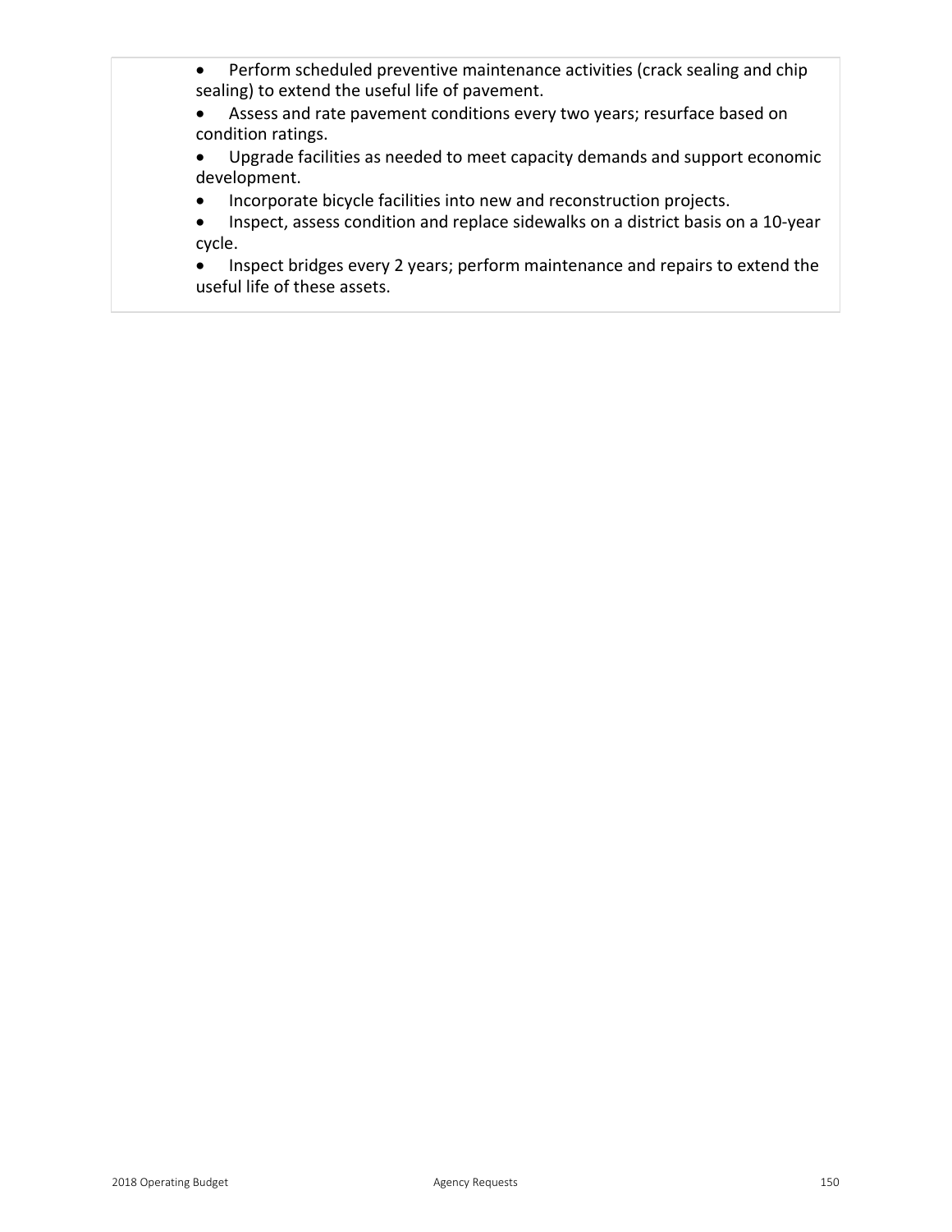- Perform scheduled preventive maintenance activities (crack sealing and chip sealing) to extend the useful life of pavement.
- Assess and rate pavement conditions every two years; resurface based on condition ratings.
- Upgrade facilities as needed to meet capacity demands and support economic development.
- Incorporate bicycle facilities into new and reconstruction projects.
- Inspect, assess condition and replace sidewalks on a district basis on a 10-year cycle.
- Inspect bridges every 2 years; perform maintenance and repairs to extend the useful life of these assets.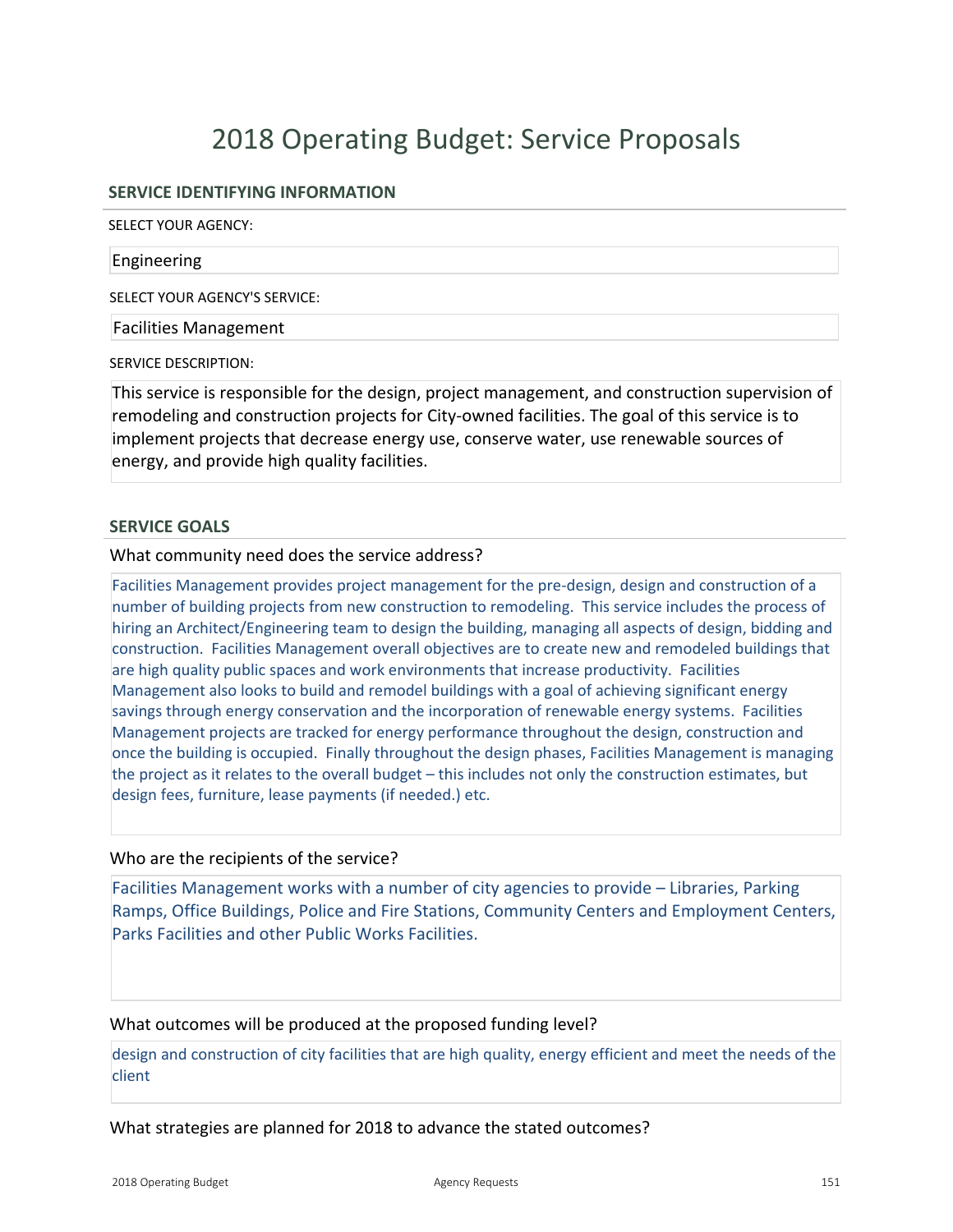# 2018 Operating Budget: Service Proposals

## SERVICE IDENTIFYING INFORMATION

SELECT YOUR AGENCY:

Engineering

SELECT YOUR AGENCY'S SERVICE:

Facilities Management

SERVICE DESCRIPTION:

This service is responsible for the design, project management, and construction supervision of remodeling and construction projects for City-owned facilities. The goal of this service is to implement projects that decrease energy use, conserve water, use renewable sources of energy, and provide high quality facilities.

## SERVICE GOALS

What community need does the service address?

Facilities Management provides project management for the pre-design, design and construction of a number of building projects from new construction to remodeling. This service includes the process of hiring an Architect/Engineering team to design the building, managing all aspects of design, bidding and construction. Facilities Management overall objectives are to create new and remodeled buildings that are high quality public spaces and work environments that increase productivity. Facilities Management also looks to build and remodel buildings with a goal of achieving significant energy savings through energy conservation and the incorporation of renewable energy systems. Facilities Management projects are tracked for energy performance throughout the design, construction and once the building is occupied. Finally throughout the design phases, Facilities Management is managing the project as it relates to the overall budget – this includes not only the construction estimates, but design fees, furniture, lease payments (if needed.) etc.

Who are the recipients of the service?

Facilities Management works with a number of city agencies to provide – Libraries, Parking Ramps, Office Buildings, Police and Fire Stations, Community Centers and Employment Centers, Parks Facilities and other Public Works Facilities.

What outcomes will be produced at the proposed funding level?

design and construction of city facilities that are high quality, energy efficient and meet the needs of the client

What strategies are planned for 2018 to advance the stated outcomes?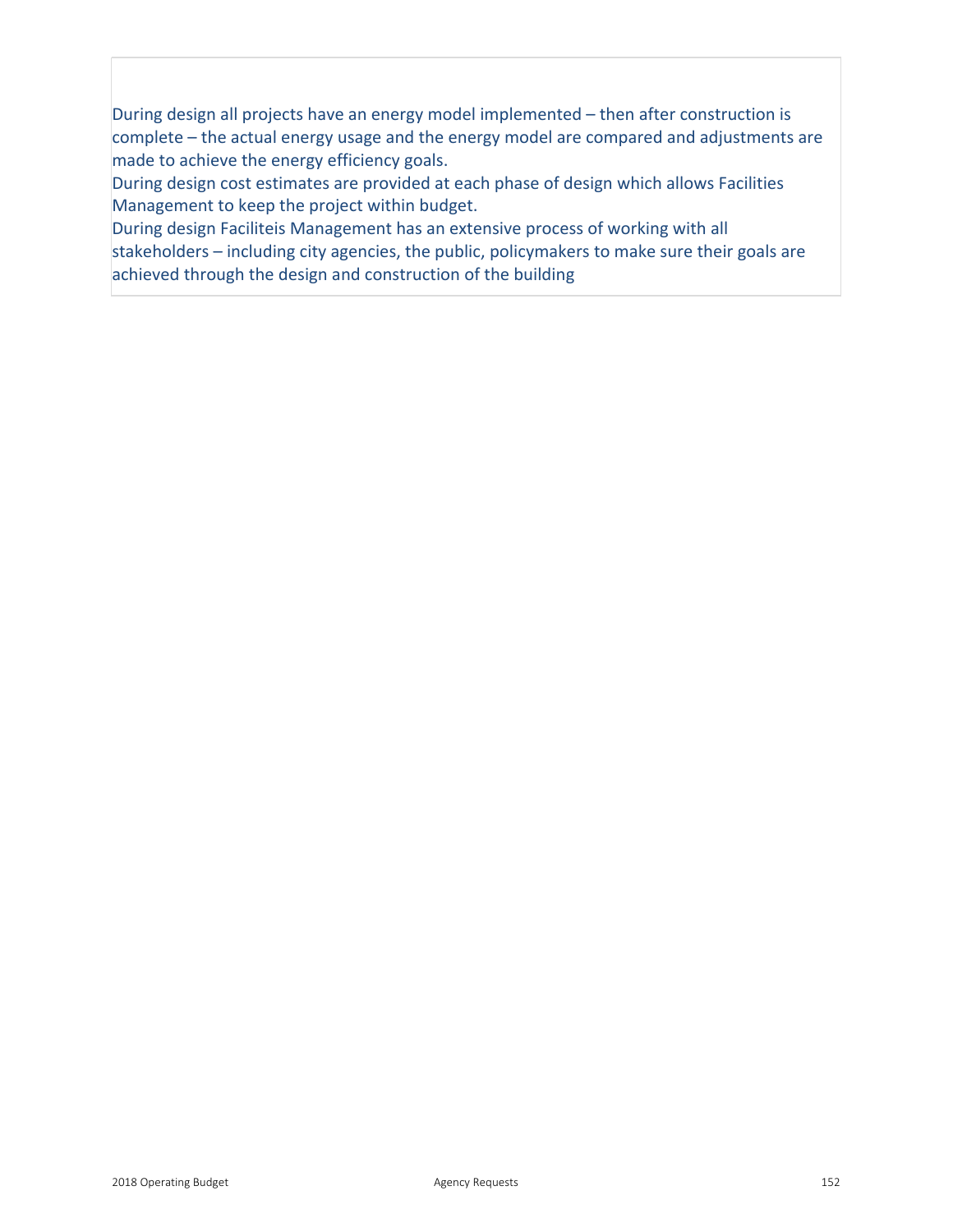During design all projects have an energy model implemented – then after construction is complete – the actual energy usage and the energy model are compared and adjustments are made to achieve the energy efficiency goals.
During design cost estimates are provided at each phase of design which allows Facilities Management to keep the project within budget.
During design Faciliteis Management has an extensive process of working with all stakeholders – including city agencies, the public, policymakers to make sure their goals are achieved through the design and construction of the building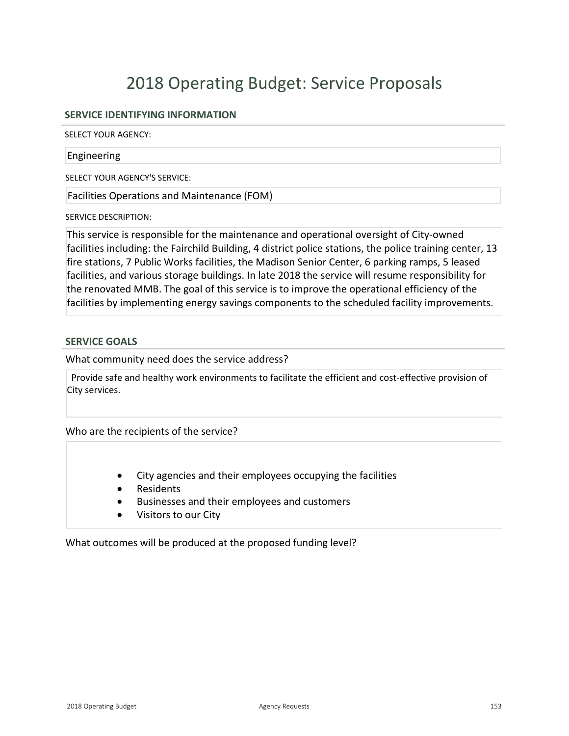# 2018 Operating Budget: Service Proposals

## SERVICE IDENTIFYING INFORMATION

SELECT YOUR AGENCY:

Engineering

SELECT YOUR AGENCY'S SERVICE:

Facilities Operations and Maintenance (FOM)

SERVICE DESCRIPTION:

This service is responsible for the maintenance and operational oversight of City-owned facilities including: the Fairchild Building, 4 district police stations, the police training center, 13 fire stations, 7 Public Works facilities, the Madison Senior Center, 6 parking ramps, 5 leased facilities, and various storage buildings. In late 2018 the service will resume responsibility for the renovated MMB. The goal of this service is to improve the operational efficiency of the facilities by implementing energy savings components to the scheduled facility improvements.

## SERVICE GOALS

What community need does the service address?

Provide safe and healthy work environments to facilitate the efficient and cost-effective provision of City services.

Who are the recipients of the service?

- City agencies and their employees occupying the facilities
- Residents
- Businesses and their employees and customers
- Visitors to our City

What outcomes will be produced at the proposed funding level?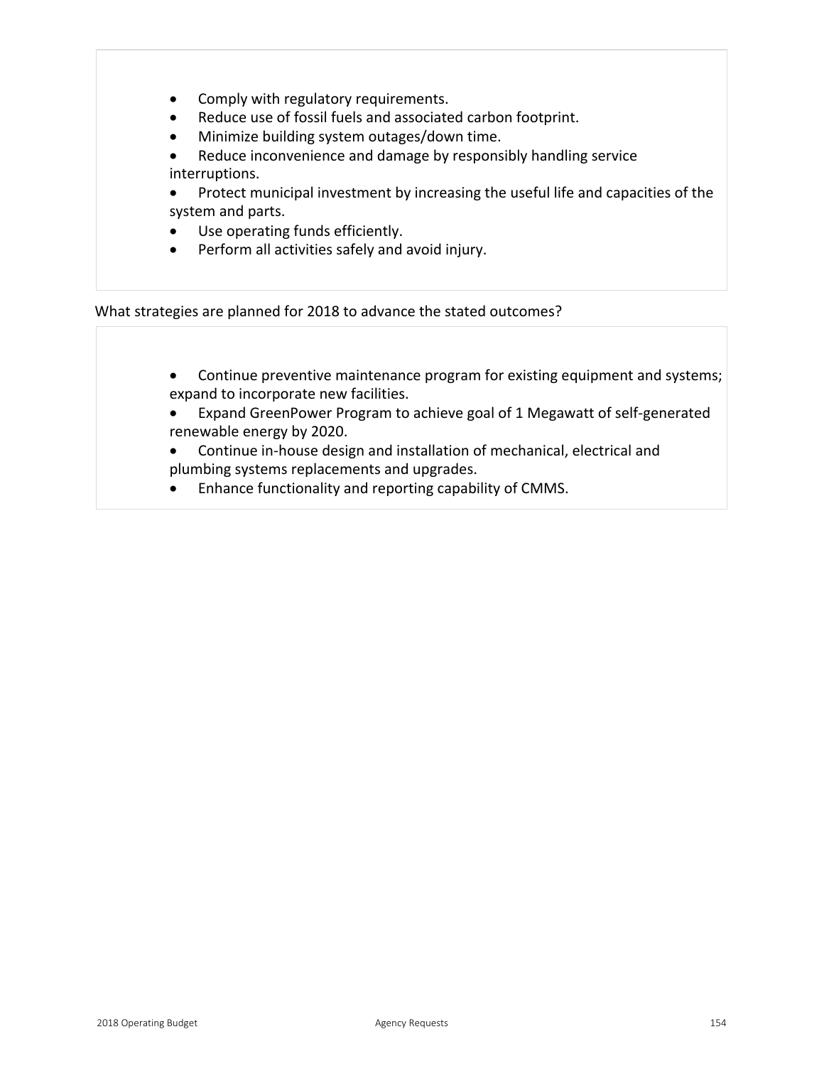- Comply with regulatory requirements.
- Reduce use of fossil fuels and associated carbon footprint.
- Minimize building system outages/down time.
- Reduce inconvenience and damage by responsibly handling service interruptions.
- Protect municipal investment by increasing the useful life and capacities of the system and parts.
- Use operating funds efficiently.
- Perform all activities safely and avoid injury.

What strategies are planned for 2018 to advance the stated outcomes?

- Continue preventive maintenance program for existing equipment and systems; expand to incorporate new facilities.
- Expand GreenPower Program to achieve goal of 1 Megawatt of self-generated renewable energy by 2020.
- Continue in-house design and installation of mechanical, electrical and plumbing systems replacements and upgrades.
- Enhance functionality and reporting capability of CMMS.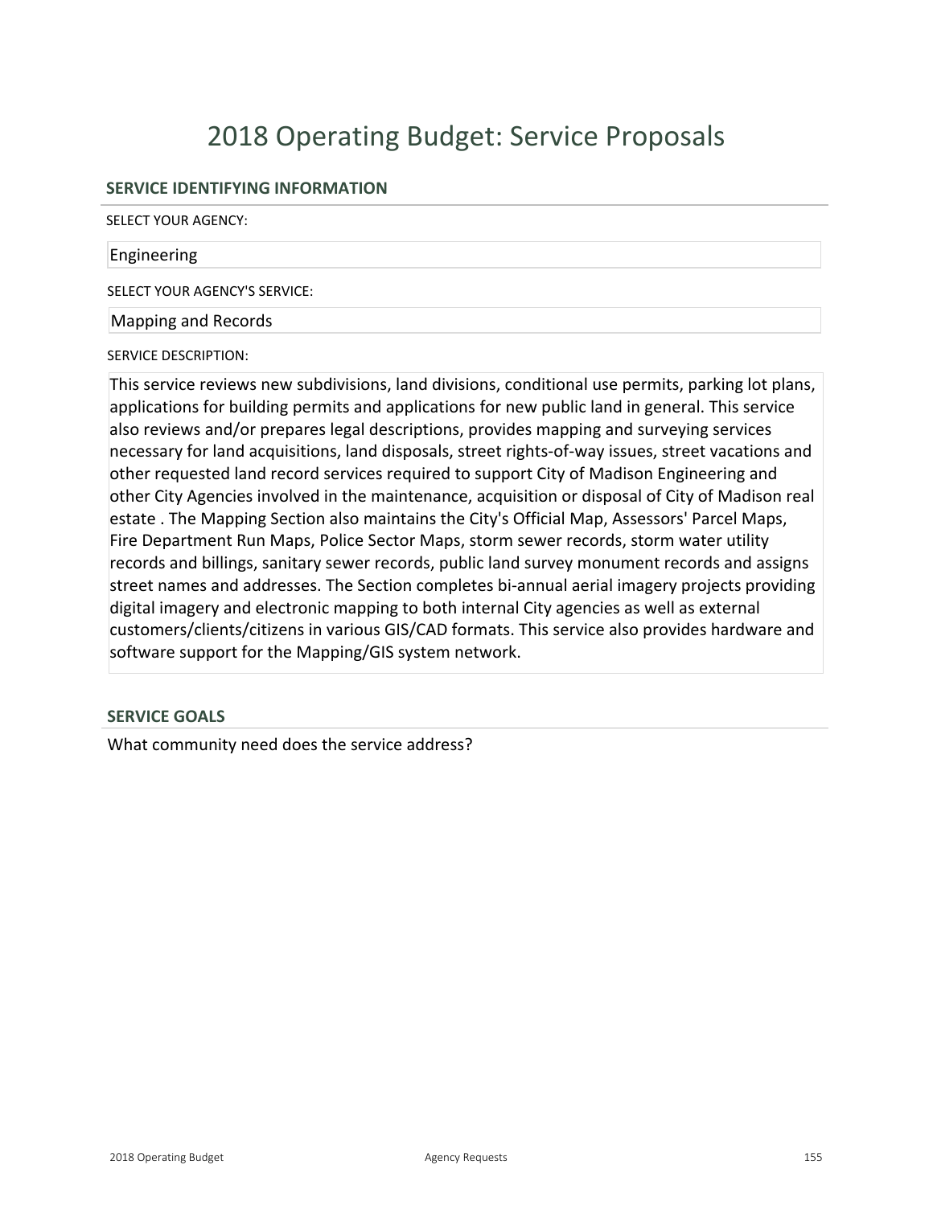# 2018 Operating Budget: Service Proposals

## SERVICE IDENTIFYING INFORMATION

SELECT YOUR AGENCY:

Engineering

SELECT YOUR AGENCY'S SERVICE:

Mapping and Records

SERVICE DESCRIPTION:

This service reviews new subdivisions, land divisions, conditional use permits, parking lot plans, applications for building permits and applications for new public land in general. This service also reviews and/or prepares legal descriptions, provides mapping and surveying services necessary for land acquisitions, land disposals, street rights-of-way issues, street vacations and other requested land record services required to support City of Madison Engineering and other City Agencies involved in the maintenance, acquisition or disposal of City of Madison real estate . The Mapping Section also maintains the City's Official Map, Assessors' Parcel Maps, Fire Department Run Maps, Police Sector Maps, storm sewer records, storm water utility records and billings, sanitary sewer records, public land survey monument records and assigns street names and addresses. The Section completes bi-annual aerial imagery projects providing digital imagery and electronic mapping to both internal City agencies as well as external customers/clients/citizens in various GIS/CAD formats. This service also provides hardware and software support for the Mapping/GIS system network.

## SERVICE GOALS

What community need does the service address?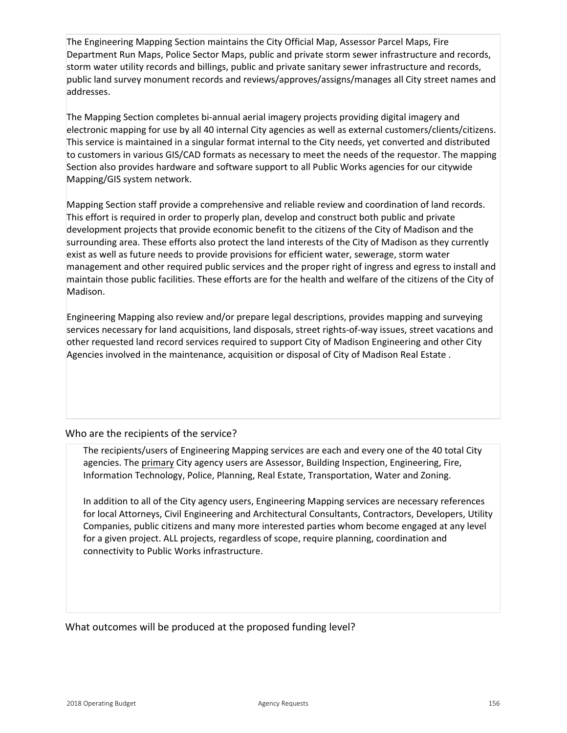The Engineering Mapping Section maintains the City Official Map, Assessor Parcel Maps, Fire Department Run Maps, Police Sector Maps, public and private storm sewer infrastructure and records, storm water utility records and billings, public and private sanitary sewer infrastructure and records, public land survey monument records and reviews/approves/assigns/manages all City street names and addresses.

The Mapping Section completes bi-annual aerial imagery projects providing digital imagery and electronic mapping for use by all 40 internal City agencies as well as external customers/clients/citizens. This service is maintained in a singular format internal to the City needs, yet converted and distributed to customers in various GIS/CAD formats as necessary to meet the needs of the requestor. The mapping Section also provides hardware and software support to all Public Works agencies for our citywide Mapping/GIS system network.

Mapping Section staff provide a comprehensive and reliable review and coordination of land records. This effort is required in order to properly plan, develop and construct both public and private development projects that provide economic benefit to the citizens of the City of Madison and the surrounding area. These efforts also protect the land interests of the City of Madison as they currently exist as well as future needs to provide provisions for efficient water, sewerage, storm water management and other required public services and the proper right of ingress and egress to install and maintain those public facilities. These efforts are for the health and welfare of the citizens of the City of Madison.

Engineering Mapping also review and/or prepare legal descriptions, provides mapping and surveying services necessary for land acquisitions, land disposals, street rights-of-way issues, street vacations and other requested land record services required to support City of Madison Engineering and other City Agencies involved in the maintenance, acquisition or disposal of City of Madison Real Estate .

## Who are the recipients of the service?

The recipients/users of Engineering Mapping services are each and every one of the 40 total City agencies. The <u>primary</u> City agency users are Assessor, Building Inspection, Engineering, Fire, Information Technology, Police, Planning, Real Estate, Transportation, Water and Zoning.

In addition to all of the City agency users, Engineering Mapping services are necessary references for local Attorneys, Civil Engineering and Architectural Consultants, Contractors, Developers, Utility Companies, public citizens and many more interested parties whom become engaged at any level for a given project. ALL projects, regardless of scope, require planning, coordination and connectivity to Public Works infrastructure.

## What outcomes will be produced at the proposed funding level?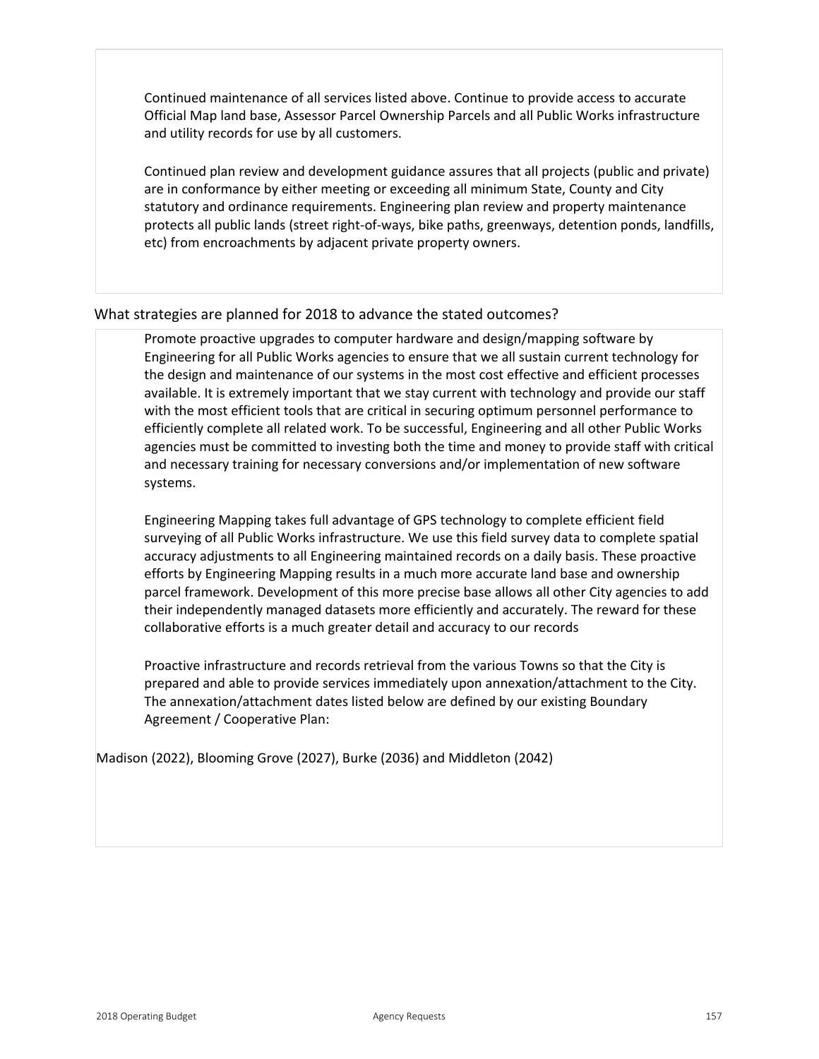Continued maintenance of all services listed above. Continue to provide access to accurate Official Map land base, Assessor Parcel Ownership Parcels and all Public Works infrastructure and utility records for use by all customers.

Continued plan review and development guidance assures that all projects (public and private) are in conformance by either meeting or exceeding all minimum State, County and City statutory and ordinance requirements. Engineering plan review and property maintenance protects all public lands (street right-of-ways, bike paths, greenways, detention ponds, landfills, etc) from encroachments by adjacent private property owners.

What strategies are planned for 2018 to advance the stated outcomes?

Promote proactive upgrades to computer hardware and design/mapping software by Engineering for all Public Works agencies to ensure that we all sustain current technology for the design and maintenance of our systems in the most cost effective and efficient processes available. It is extremely important that we stay current with technology and provide our staff with the most efficient tools that are critical in securing optimum personnel performance to efficiently complete all related work. To be successful, Engineering and all other Public Works agencies must be committed to investing both the time and money to provide staff with critical and necessary training for necessary conversions and/or implementation of new software systems.

Engineering Mapping takes full advantage of GPS technology to complete efficient field surveying of all Public Works infrastructure. We use this field survey data to complete spatial accuracy adjustments to all Engineering maintained records on a daily basis. These proactive efforts by Engineering Mapping results in a much more accurate land base and ownership parcel framework. Development of this more precise base allows all other City agencies to add their independently managed datasets more efficiently and accurately. The reward for these collaborative efforts is a much greater detail and accuracy to our records

Proactive infrastructure and records retrieval from the various Towns so that the City is prepared and able to provide services immediately upon annexation/attachment to the City. The annexation/attachment dates listed below are defined by our existing Boundary Agreement / Cooperative Plan:

Madison (2022), Blooming Grove (2027), Burke (2036) and Middleton (2042)